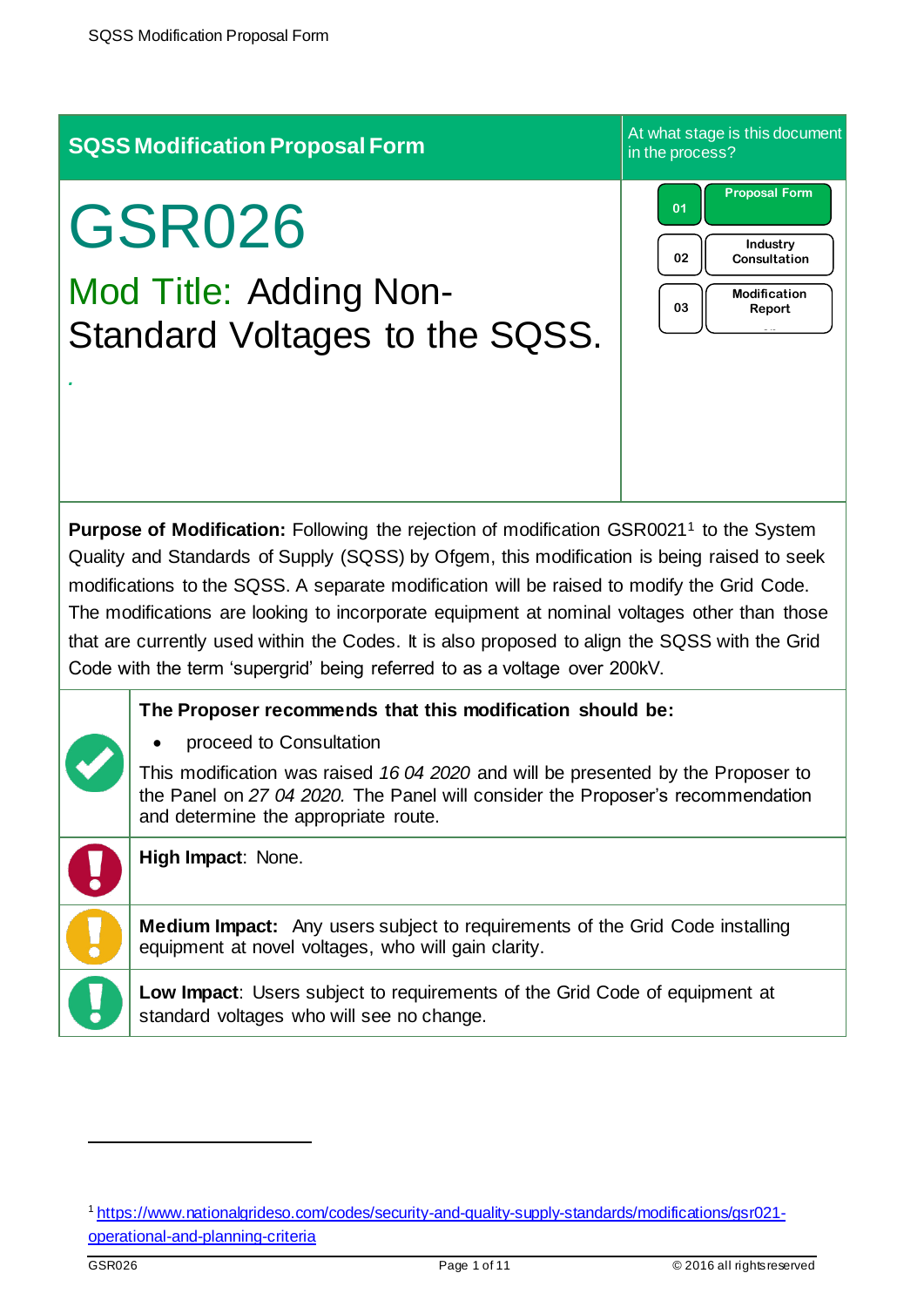## SQSS Modification Proposal Form

At what stage is this document in the process?

01 Proposal Form

02 Industry Consultation

03 Modification Report

# GSR026

## Mod Title: Adding Non-Standard Voltages to the SQSS.

**Purpose of Modification:** Following the rejection of modification GSR0021[1] to the System Quality and Standards of Supply (SQSS) by Ofgem, this modification is being raised to seek modifications to the SQSS. A separate modification will be raised to modify the Grid Code. The modifications are looking to incorporate equipment at nominal voltages other than those that are currently used within the Codes. It is also proposed to align the SQSS with the Grid Code with the term 'supergrid' being referred to as a voltage over 200kV.

**The Proposer recommends that this modification should be:**

- proceed to Consultation

This modification was raised *16 04 2020* and will be presented by the Proposer to the Panel on *27 04 2020.* The Panel will consider the Proposer's recommendation and determine the appropriate route.

**High Impact**: None.

**Medium Impact:** Any users subject to requirements of the Grid Code installing equipment at novel voltages, who will gain clarity.

**Low Impact**: Users subject to requirements of the Grid Code of equipment at standard voltages who will see no change.

[1] https://www.nationalgrideso.com/codes/security-and-quality-supply-standards/modifications/gsr021-operational-and-planning-criteria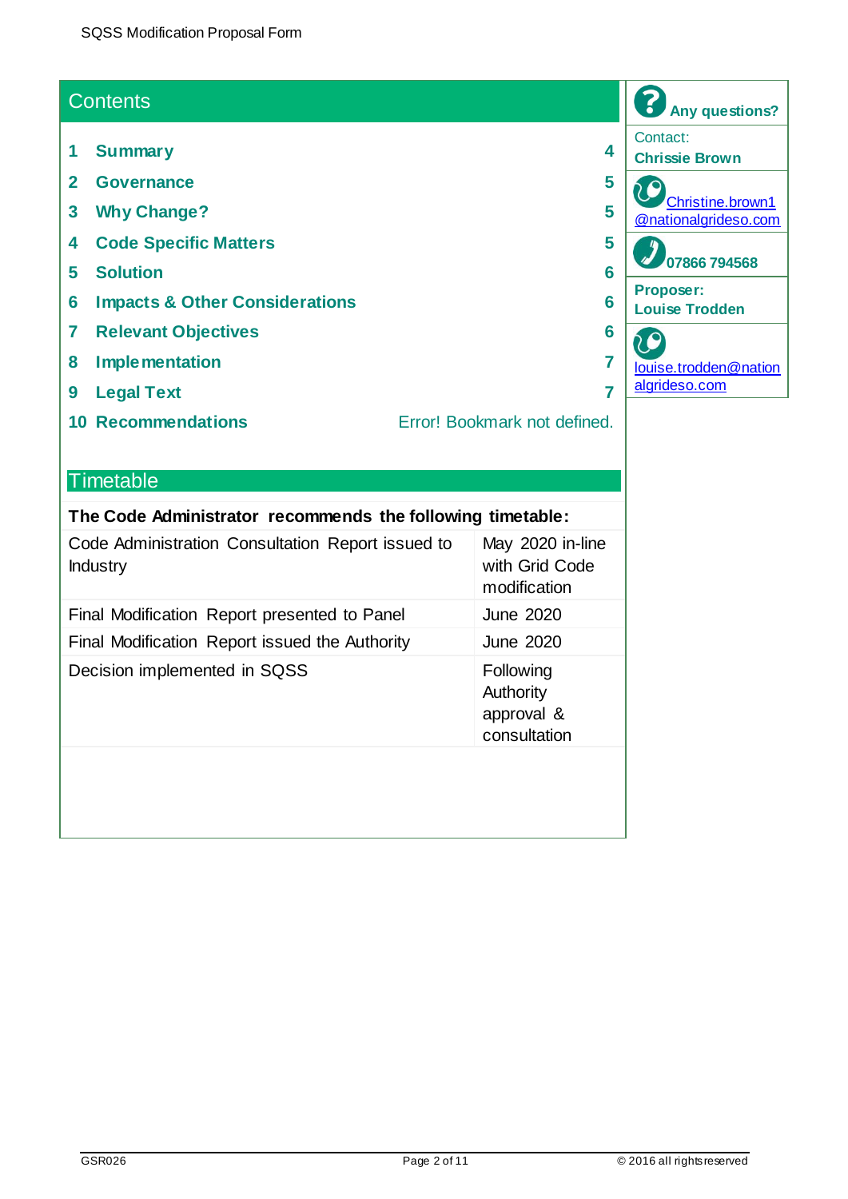## Contents

| | | |
|---|---|---|
| 1 | Summary | 4 |
| 2 | Governance | 5 |
| 3 | Why Change? | 5 |
| 4 | Code Specific Matters | 5 |
| 5 | Solution | 6 |
| 6 | Impacts & Other Considerations | 6 |
| 7 | Relevant Objectives | 6 |
| 8 | Implementation | 7 |
| 9 | Legal Text | 7 |
| 10 | Recommendations | Error! Bookmark not defined. |

**Any questions?**

Contact:
**Chrissie Brown**

Christine.brown1@nationalgrideso.com

**07866 794568**

**Proposer:**
**Louise Trodden**

louise.trodden@nationalgrideso.com

## Timetable

| **The Code Administrator recommends the following timetable:** | |
|---|---|
| Code Administration Consultation Report issued to Industry | May 2020 in-line with Grid Code modification |
| Final Modification Report presented to Panel | June 2020 |
| Final Modification Report issued the Authority | June 2020 |
| Decision implemented in SQSS | Following Authority approval & consultation |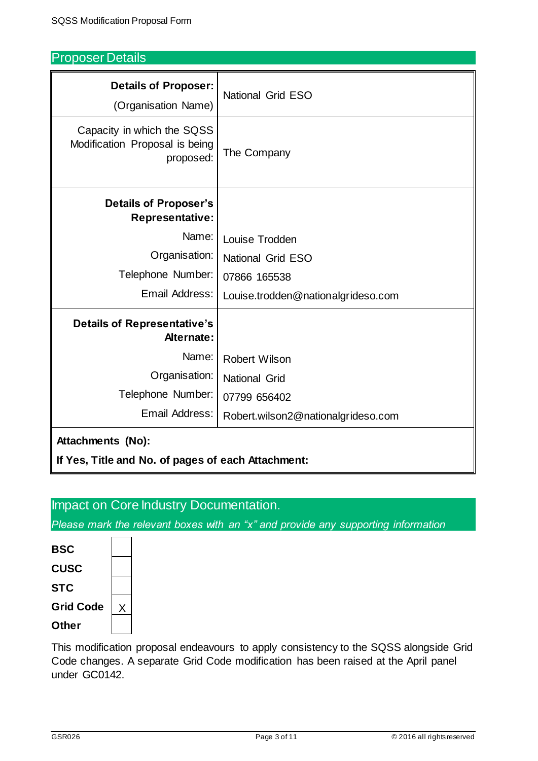## Proposer Details

| | |
|---|---|
| **Details of Proposer:** (Organisation Name) | National Grid ESO |
| Capacity in which the SQSS Modification Proposal is being proposed: | The Company |
| **Details of Proposer's Representative:** | |
| Name: | Louise Trodden |
| Organisation: | National Grid ESO |
| Telephone Number: | 07866 165538 |
| Email Address: | Louise.trodden@nationalgrideso.com |
| **Details of Representative's Alternate:** | |
| Name: | Robert Wilson |
| Organisation: | National Grid |
| Telephone Number: | 07799 656402 |
| Email Address: | Robert.wilson2@nationalgrideso.com |
| **Attachments (No):** | |
| **If Yes, Title and No. of pages of each Attachment:** | |

## Impact on Core Industry Documentation.

*Please mark the relevant boxes with an "x" and provide any supporting information*

| | |
|---|---|
| **BSC** | |
| **CUSC** | |
| **STC** | |
| **Grid Code** | X |
| **Other** | |

This modification proposal endeavours to apply consistency to the SQSS alongside Grid Code changes. A separate Grid Code modification has been raised at the April panel under GC0142.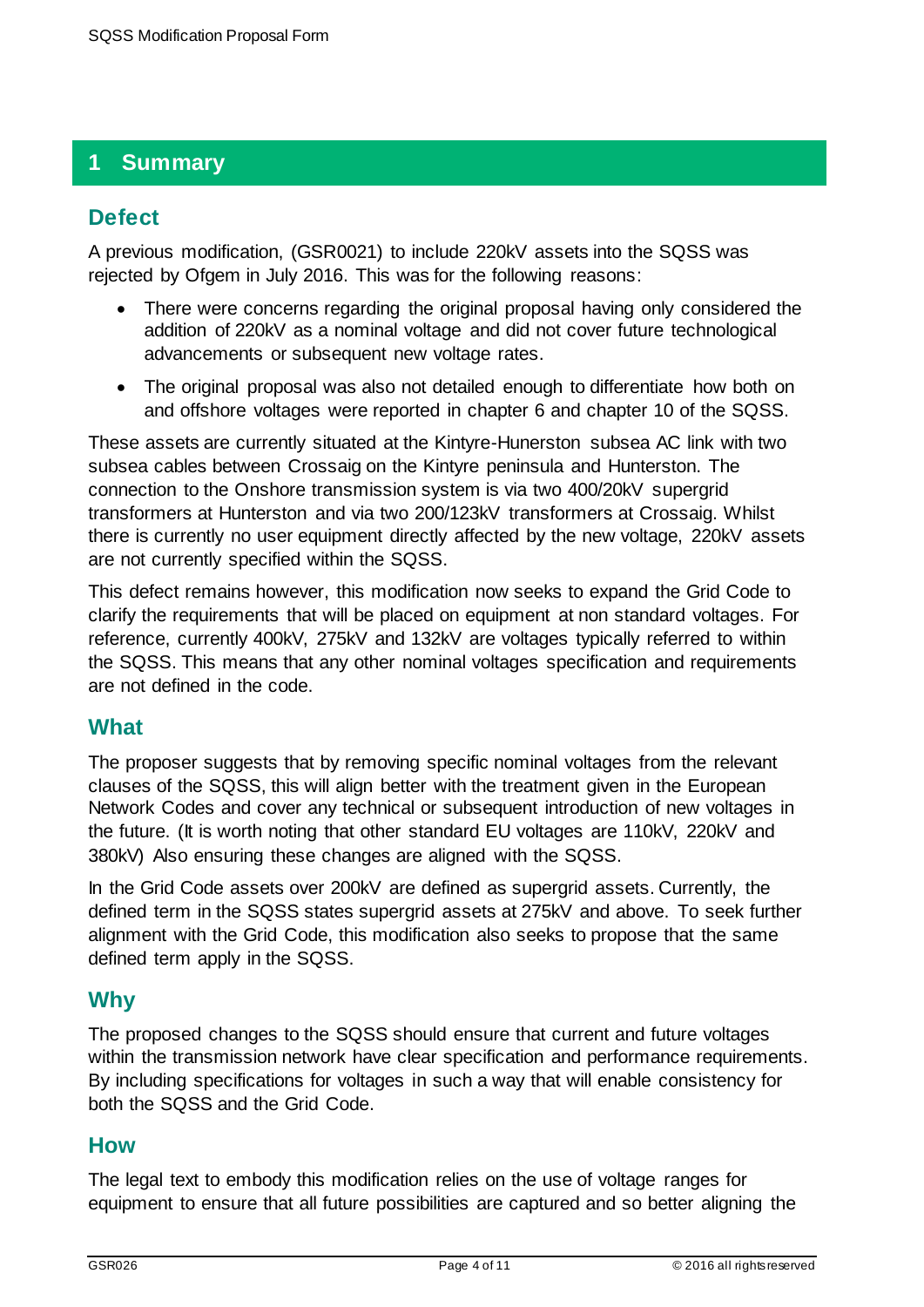## 1 Summary

### Defect

A previous modification, (GSR0021) to include 220kV assets into the SQSS was rejected by Ofgem in July 2016. This was for the following reasons:

- There were concerns regarding the original proposal having only considered the addition of 220kV as a nominal voltage and did not cover future technological advancements or subsequent new voltage rates.
- The original proposal was also not detailed enough to differentiate how both on and offshore voltages were reported in chapter 6 and chapter 10 of the SQSS.

These assets are currently situated at the Kintyre-Hunerston subsea AC link with two subsea cables between Crossaig on the Kintyre peninsula and Hunterston. The connection to the Onshore transmission system is via two 400/20kV supergrid transformers at Hunterston and via two 200/123kV transformers at Crossaig. Whilst there is currently no user equipment directly affected by the new voltage, 220kV assets are not currently specified within the SQSS.

This defect remains however, this modification now seeks to expand the Grid Code to clarify the requirements that will be placed on equipment at non standard voltages. For reference, currently 400kV, 275kV and 132kV are voltages typically referred to within the SQSS. This means that any other nominal voltages specification and requirements are not defined in the code.

### What

The proposer suggests that by removing specific nominal voltages from the relevant clauses of the SQSS, this will align better with the treatment given in the European Network Codes and cover any technical or subsequent introduction of new voltages in the future. (It is worth noting that other standard EU voltages are 110kV, 220kV and 380kV) Also ensuring these changes are aligned with the SQSS.

In the Grid Code assets over 200kV are defined as supergrid assets. Currently, the defined term in the SQSS states supergrid assets at 275kV and above. To seek further alignment with the Grid Code, this modification also seeks to propose that the same defined term apply in the SQSS.

### Why

The proposed changes to the SQSS should ensure that current and future voltages within the transmission network have clear specification and performance requirements. By including specifications for voltages in such a way that will enable consistency for both the SQSS and the Grid Code.

### How

The legal text to embody this modification relies on the use of voltage ranges for equipment to ensure that all future possibilities are captured and so better aligning the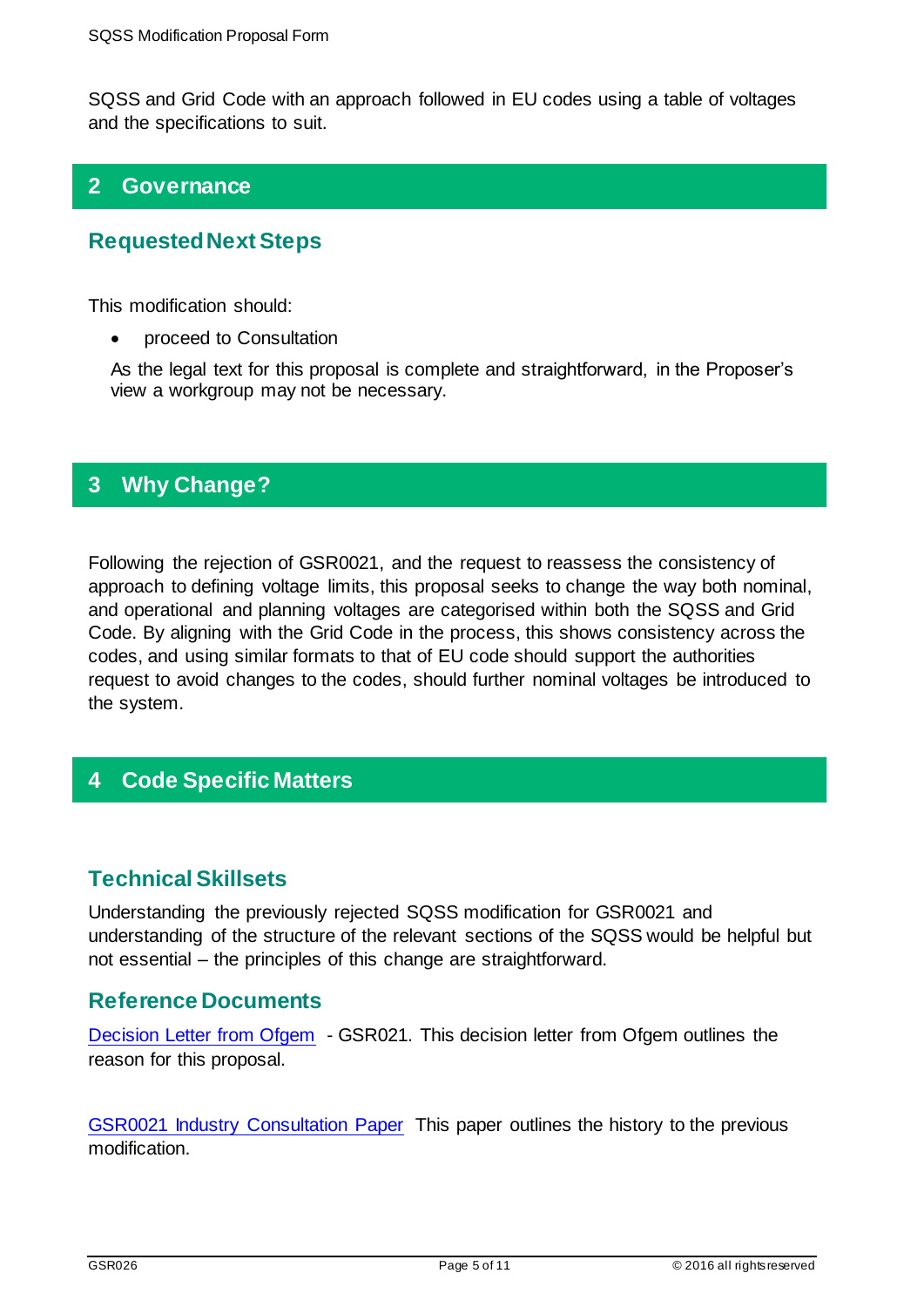SQSS and Grid Code with an approach followed in EU codes using a table of voltages and the specifications to suit.

## 2 Governance

### Requested Next Steps

This modification should:

- proceed to Consultation

As the legal text for this proposal is complete and straightforward, in the Proposer's view a workgroup may not be necessary.

## 3 Why Change?

Following the rejection of GSR0021, and the request to reassess the consistency of approach to defining voltage limits, this proposal seeks to change the way both nominal, and operational and planning voltages are categorised within both the SQSS and Grid Code. By aligning with the Grid Code in the process, this shows consistency across the codes, and using similar formats to that of EU code should support the authorities request to avoid changes to the codes, should further nominal voltages be introduced to the system.

## 4 Code Specific Matters

### Technical Skillsets

Understanding the previously rejected SQSS modification for GSR0021 and understanding of the structure of the relevant sections of the SQSS would be helpful but not essential – the principles of this change are straightforward.

### Reference Documents

Decision Letter from Ofgem - GSR021. This decision letter from Ofgem outlines the reason for this proposal.

GSR0021 Industry Consultation Paper This paper outlines the history to the previous modification.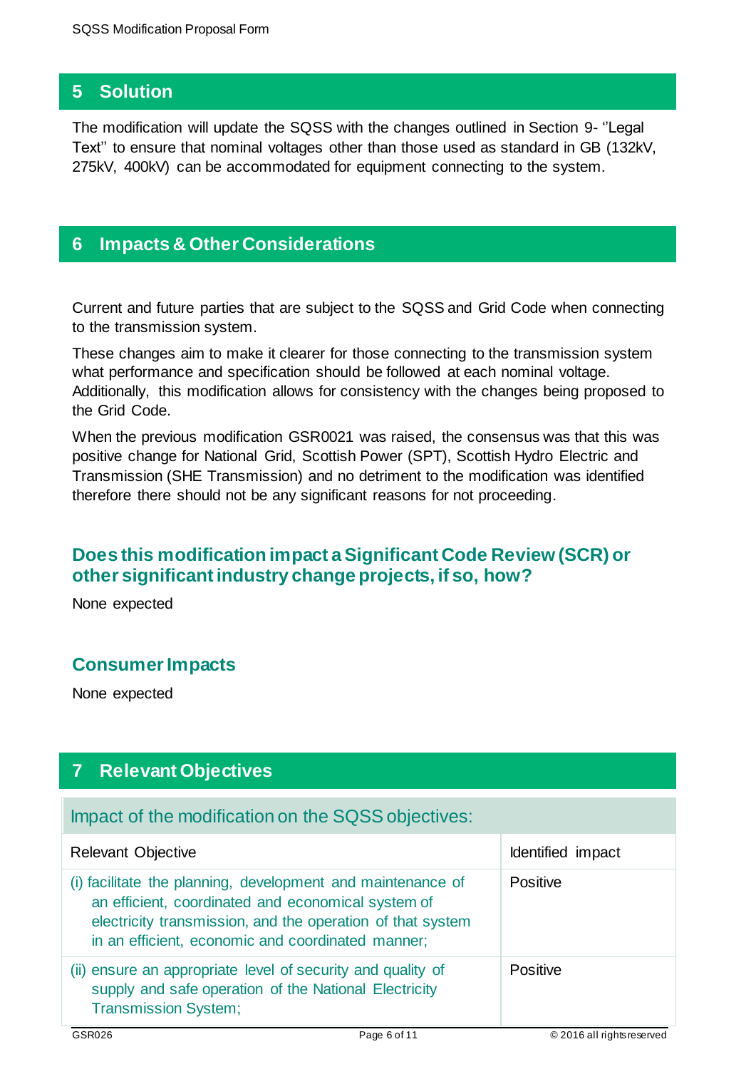## 5 Solution

The modification will update the SQSS with the changes outlined in Section 9- ''Legal Text'' to ensure that nominal voltages other than those used as standard in GB (132kV, 275kV, 400kV) can be accommodated for equipment connecting to the system.

## 6 Impacts & Other Considerations

Current and future parties that are subject to the SQSS and Grid Code when connecting to the transmission system.

These changes aim to make it clearer for those connecting to the transmission system what performance and specification should be followed at each nominal voltage. Additionally, this modification allows for consistency with the changes being proposed to the Grid Code.

When the previous modification GSR0021 was raised, the consensus was that this was positive change for National Grid, Scottish Power (SPT), Scottish Hydro Electric and Transmission (SHE Transmission) and no detriment to the modification was identified therefore there should not be any significant reasons for not proceeding.

### Does this modification impact a Significant Code Review (SCR) or other significant industry change projects, if so, how?

None expected

### Consumer Impacts

None expected

## 7 Relevant Objectives

| Impact of the modification on the SQSS objectives: | |
|---|---|
| Relevant Objective | Identified impact |
| (i) facilitate the planning, development and maintenance of an efficient, coordinated and economical system of electricity transmission, and the operation of that system in an efficient, economic and coordinated manner; | Positive |
| (ii) ensure an appropriate level of security and quality of supply and safe operation of the National Electricity Transmission System; | Positive |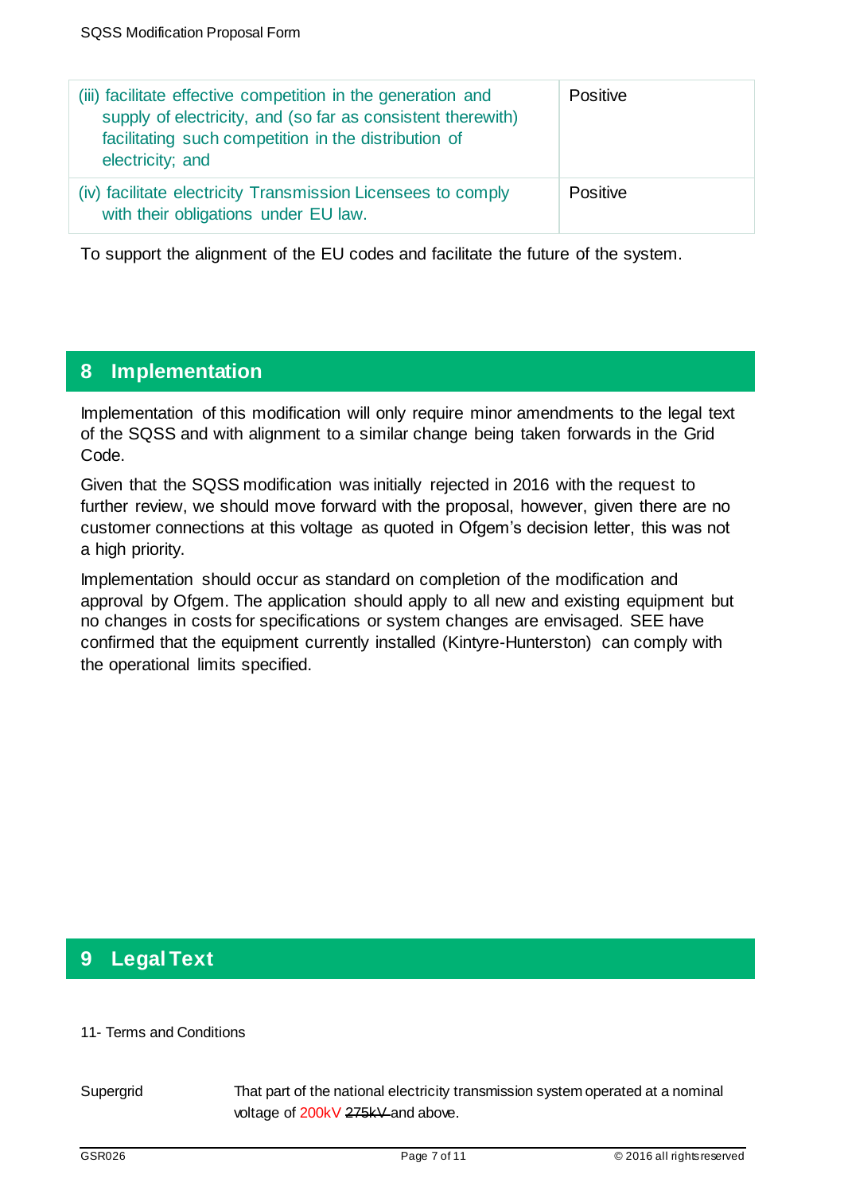| | |
|---|---|
| (iii) facilitate effective competition in the generation and supply of electricity, and (so far as consistent therewith) facilitating such competition in the distribution of electricity; and | Positive |
| (iv) facilitate electricity Transmission Licensees to comply with their obligations under EU law. | Positive |

To support the alignment of the EU codes and facilitate the future of the system.

## 8 Implementation

Implementation of this modification will only require minor amendments to the legal text of the SQSS and with alignment to a similar change being taken forwards in the Grid Code.

Given that the SQSS modification was initially rejected in 2016 with the request to further review, we should move forward with the proposal, however, given there are no customer connections at this voltage as quoted in Ofgem's decision letter, this was not a high priority.

Implementation should occur as standard on completion of the modification and approval by Ofgem. The application should apply to all new and existing equipment but no changes in costs for specifications or system changes are envisaged. SEE have confirmed that the equipment currently installed (Kintyre-Hunterston) can comply with the operational limits specified.

## 9 Legal Text

11- Terms and Conditions

| | |
|---|---|
| Supergrid | That part of the national electricity transmission system operated at a nominal voltage of 200kV ~~275kV~~ and above. |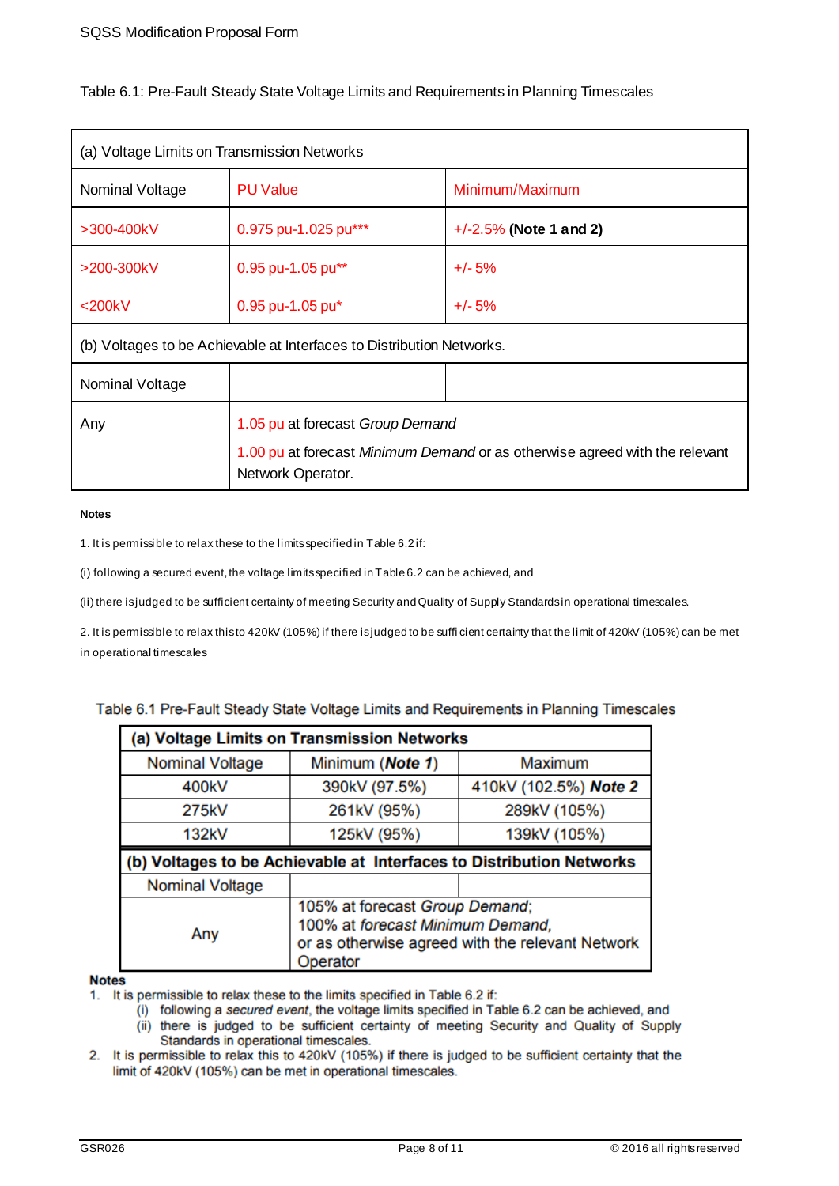Table 6.1: Pre-Fault Steady State Voltage Limits and Requirements in Planning Timescales

| (a) Voltage Limits on Transmission Networks | | |
|---|---|---|
| Nominal Voltage | PU Value | Minimum/Maximum |
| >300-400kV | 0.975 pu-1.025 pu*** | +/-2.5% **(Note 1 and 2)** |
| >200-300kV | 0.95 pu-1.05 pu** | +/- 5% |
| <200kV | 0.95 pu-1.05 pu* | +/- 5% |
| (b) Voltages to be Achievable at Interfaces to Distribution Networks. | | |
| Nominal Voltage | | |
| Any | 1.05 pu at forecast *Group Demand*<br>1.00 pu at forecast *Minimum Demand* or as otherwise agreed with the relevant Network Operator. | |

**Notes**

1. It is permissible to relax these to the limits specified in Table 6.2 if:

(i) following a secured event, the voltage limits specified in Table 6.2 can be achieved, and

(ii) there is judged to be sufficient certainty of meeting Security and Quality of Supply Standards in operational timescales.

2. It is permissible to relax this to 420kV (105%) if there is judged to be sufficient certainty that the limit of 420kV (105%) can be met in operational timescales

Table 6.1 Pre-Fault Steady State Voltage Limits and Requirements in Planning Timescales

| **(a) Voltage Limits on Transmission Networks** | | |
|---|---|---|
| Nominal Voltage | Minimum (***Note 1***) | Maximum |
| 400kV | 390kV (97.5%) | 410kV (102.5%) ***Note 2*** |
| 275kV | 261kV (95%) | 289kV (105%) |
| 132kV | 125kV (95%) | 139kV (105%) |
| **(b) Voltages to be Achievable at Interfaces to Distribution Networks** | | |
| Nominal Voltage | | |
| Any | 105% at forecast *Group Demand*;<br>100% at *forecast Minimum Demand*,<br>or as otherwise agreed with the relevant Network Operator | |

**Notes**

1. It is permissible to relax these to the limits specified in Table 6.2 if:
   (i) following a *secured event*, the voltage limits specified in Table 6.2 can be achieved, and
   (ii) there is judged to be sufficient certainty of meeting Security and Quality of Supply Standards in operational timescales.
2. It is permissible to relax this to 420kV (105%) if there is judged to be sufficient certainty that the limit of 420kV (105%) can be met in operational timescales.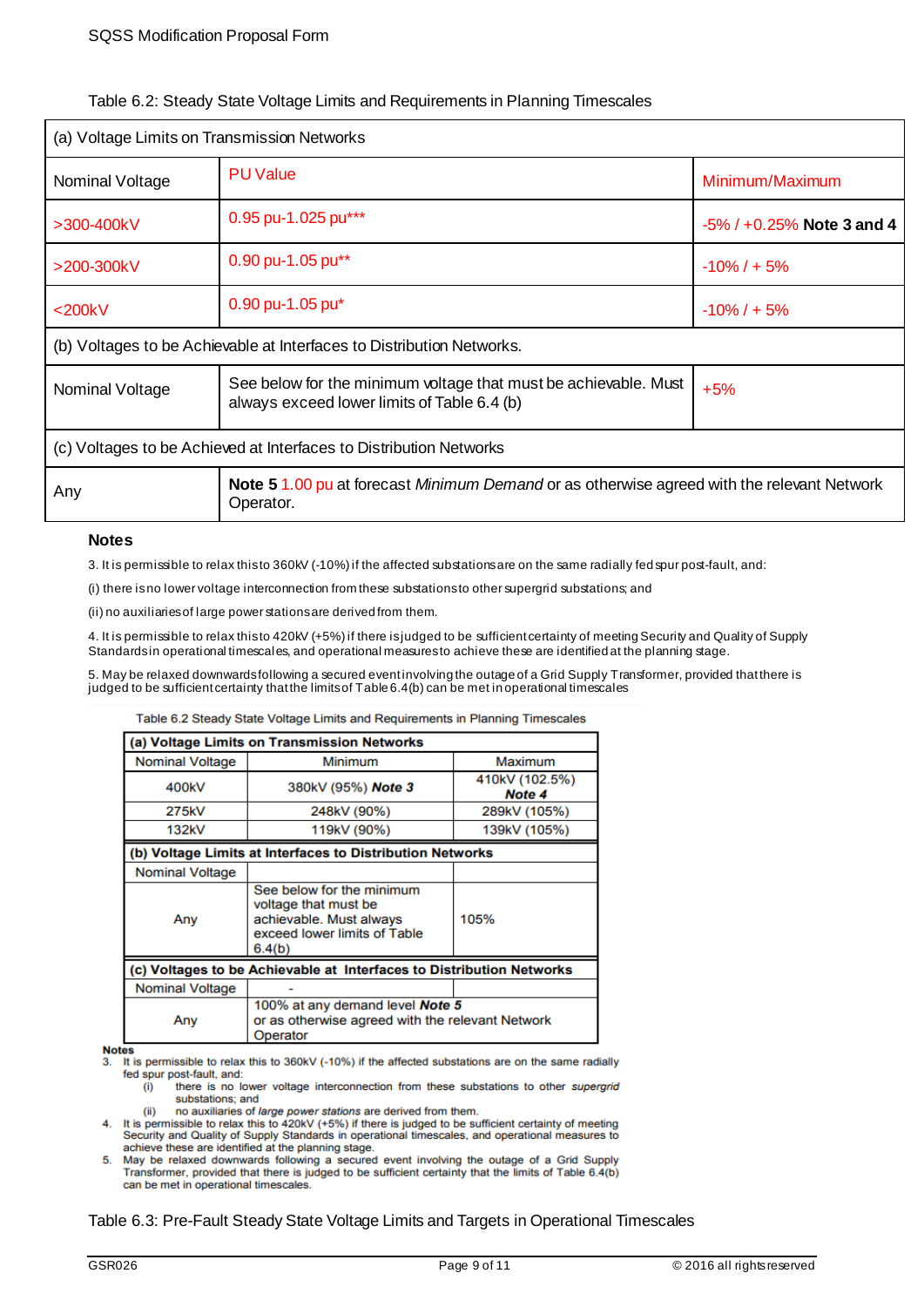Table 6.2: Steady State Voltage Limits and Requirements in Planning Timescales

| (a) Voltage Limits on Transmission Networks | | |
|---|---|---|
| Nominal Voltage | PU Value | Minimum/Maximum |
| >300-400kV | 0.95 pu-1.025 pu*** | -5% / +0.25% **Note 3 and 4** |
| >200-300kV | 0.90 pu-1.05 pu** | -10% / + 5% |
| <200kV | 0.90 pu-1.05 pu* | -10% / + 5% |
| (b) Voltages to be Achievable at Interfaces to Distribution Networks. | | |
| Nominal Voltage | See below for the minimum voltage that must be achievable. Must always exceed lower limits of Table 6.4 (b) | +5% |
| (c) Voltages to be Achieved at Interfaces to Distribution Networks | | |
| Any | **Note 5** 1.00 pu at forecast *Minimum Demand* or as otherwise agreed with the relevant Network Operator. | |

**Notes**

3. It is permissible to relax this to 360kV (-10%) if the affected substations are on the same radially fed spur post-fault, and:

(i) there is no lower voltage interconnection from these substations to other supergrid substations; and

(ii) no auxiliaries of large power stations are derived from them.

4. It is permissible to relax this to 420kV (+5%) if there is judged to be sufficient certainty of meeting Security and Quality of Supply Standards in operational timescales, and operational measures to achieve these are identified at the planning stage.

5. May be relaxed downwards following a secured event involving the outage of a Grid Supply Transformer, provided that there is judged to be sufficient certainty that the limits of Table 6.4(b) can be met in operational timescales

Table 6.2 Steady State Voltage Limits and Requirements in Planning Timescales

| **(a) Voltage Limits on Transmission Networks** | | |
|---|---|---|
| Nominal Voltage | Minimum | Maximum |
| 400kV | 380kV (95%) ***Note 3*** | 410kV (102.5%) ***Note 4*** |
| 275kV | 248kV (90%) | 289kV (105%) |
| 132kV | 119kV (90%) | 139kV (105%) |
| **(b) Voltage Limits at Interfaces to Distribution Networks** | | |
| Nominal Voltage | | |
| Any | See below for the minimum voltage that must be achievable. Must always exceed lower limits of Table 6.4(b) | 105% |
| **(c) Voltages to be Achievable at Interfaces to Distribution Networks** | | |
| Nominal Voltage | - | |
| Any | 100% at any demand level ***Note 5*** or as otherwise agreed with the relevant Network Operator | |

**Notes**

3. It is permissible to relax this to 360kV (-10%) if the affected substations are on the same radially fed spur post-fault, and:
   (i) there is no lower voltage interconnection from these substations to other *supergrid* substations; and
   (ii) no auxiliaries of *large power stations* are derived from them.
4. It is permissible to relax this to 420kV (+5%) if there is judged to be sufficient certainty of meeting Security and Quality of Supply Standards in operational timescales, and operational measures to achieve these are identified at the planning stage.
5. May be relaxed downwards following a secured event involving the outage of a Grid Supply Transformer, provided that there is judged to be sufficient certainty that the limits of Table 6.4(b) can be met in operational timescales.

Table 6.3: Pre-Fault Steady State Voltage Limits and Targets in Operational Timescales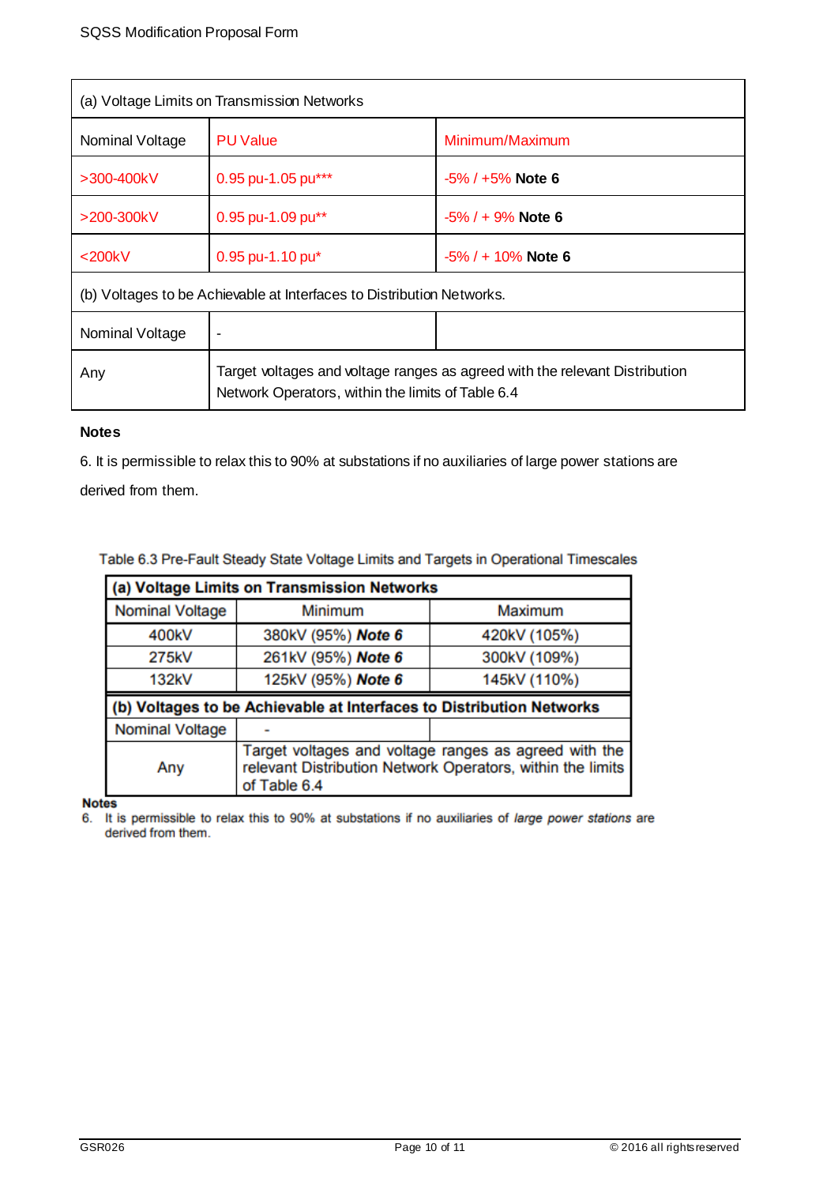| (a) Voltage Limits on Transmission Networks | | |
|---|---|---|
| Nominal Voltage | PU Value | Minimum/Maximum |
| >300-400kV | 0.95 pu-1.05 pu*** | -5% / +5% **Note 6** |
| >200-300kV | 0.95 pu-1.09 pu** | -5% / + 9% **Note 6** |
| <200kV | 0.95 pu-1.10 pu* | -5% / + 10% **Note 6** |
| (b) Voltages to be Achievable at Interfaces to Distribution Networks. | | |
| Nominal Voltage | - | |
| Any | Target voltages and voltage ranges as agreed with the relevant Distribution Network Operators, within the limits of Table 6.4 | |

**Notes**

6. It is permissible to relax this to 90% at substations if no auxiliaries of large power stations are derived from them.

Table 6.3 Pre-Fault Steady State Voltage Limits and Targets in Operational Timescales

| **(a) Voltage Limits on Transmission Networks** | | |
|---|---|---|
| Nominal Voltage | Minimum | Maximum |
| 400kV | 380kV (95%) ***Note 6*** | 420kV (105%) |
| 275kV | 261kV (95%) ***Note 6*** | 300kV (109%) |
| 132kV | 125kV (95%) ***Note 6*** | 145kV (110%) |
| **(b) Voltages to be Achievable at Interfaces to Distribution Networks** | | |
| Nominal Voltage | - | |
| Any | Target voltages and voltage ranges as agreed with the relevant Distribution Network Operators, within the limits of Table 6.4 | |

**Notes**

6. It is permissible to relax this to 90% at substations if no auxiliaries of *large power stations* are derived from them.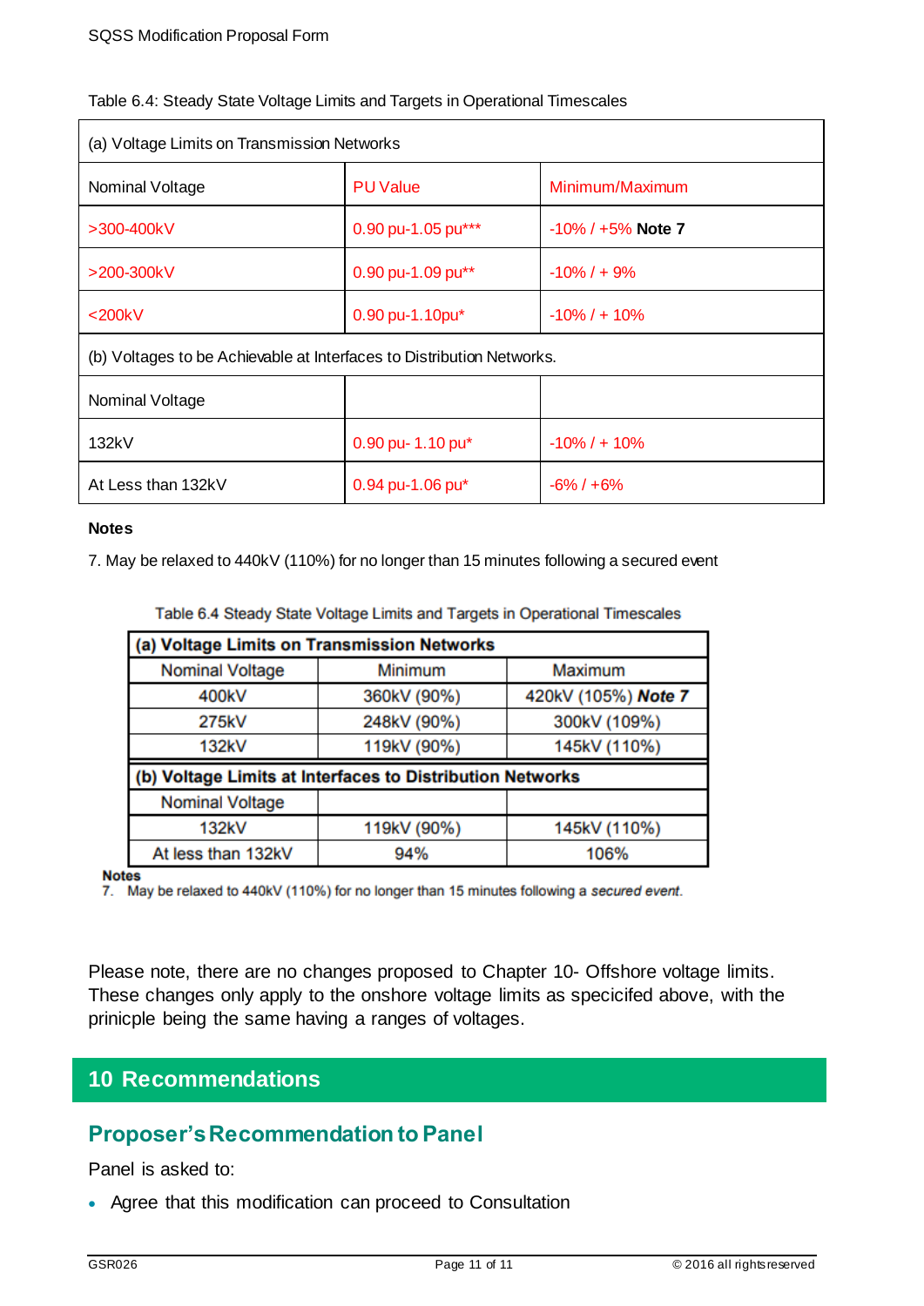Table 6.4: Steady State Voltage Limits and Targets in Operational Timescales

| (a) Voltage Limits on Transmission Networks | | |
|---|---|---|
| Nominal Voltage | PU Value | Minimum/Maximum |
| >300-400kV | 0.90 pu-1.05 pu*** | -10% / +5% **Note 7** |
| >200-300kV | 0.90 pu-1.09 pu** | -10% / + 9% |
| <200kV | 0.90 pu-1.10pu* | -10% / + 10% |
| (b) Voltages to be Achievable at Interfaces to Distribution Networks. | | |
| Nominal Voltage | | |
| 132kV | 0.90 pu- 1.10 pu* | -10% / + 10% |
| At Less than 132kV | 0.94 pu-1.06 pu* | -6% / +6% |

**Notes**

7. May be relaxed to 440kV (110%) for no longer than 15 minutes following a secured event

Table 6.4 Steady State Voltage Limits and Targets in Operational Timescales

| **(a) Voltage Limits on Transmission Networks** | | |
|---|---|---|
| Nominal Voltage | Minimum | Maximum |
| 400kV | 360kV (90%) | 420kV (105%) ***Note 7*** |
| 275kV | 248kV (90%) | 300kV (109%) |
| 132kV | 119kV (90%) | 145kV (110%) |
| **(b) Voltage Limits at Interfaces to Distribution Networks** | | |
| Nominal Voltage | | |
| 132kV | 119kV (90%) | 145kV (110%) |
| At less than 132kV | 94% | 106% |

**Notes**

7. May be relaxed to 440kV (110%) for no longer than 15 minutes following a *secured event*.

Please note, there are no changes proposed to Chapter 10- Offshore voltage limits. These changes only apply to the onshore voltage limits as specicifed above, with the prinicple being the same having a ranges of voltages.

# 10 Recommendations

## Proposer's Recommendation to Panel

Panel is asked to:

- Agree that this modification can proceed to Consultation